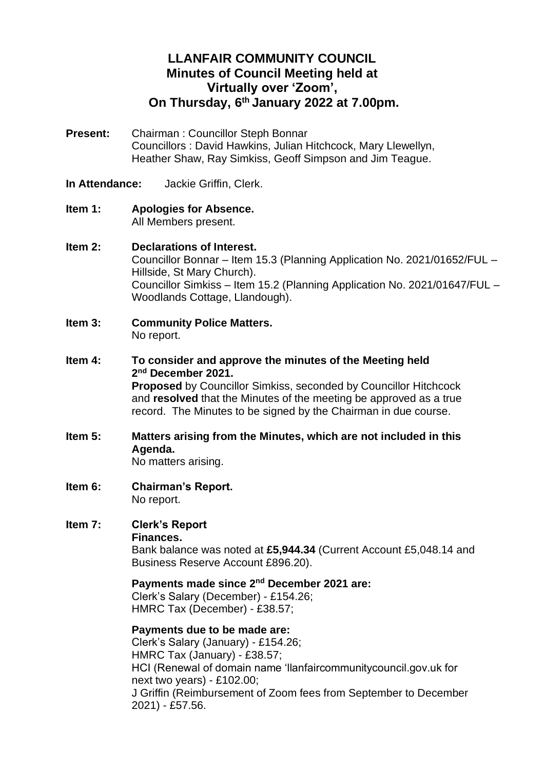# LLANFAIR COMMUNITY COUNCIL
## Minutes of Council Meeting held at Virtually over 'Zoom', On Thursday, 6th January 2022 at 7.00pm.

**Present:** Chairman : Councillor Steph Bonnar
Councillors : David Hawkins, Julian Hitchcock, Mary Llewellyn, Heather Shaw, Ray Simkiss, Geoff Simpson and Jim Teague.

**In Attendance:** Jackie Griffin, Clerk.

**Item 1: Apologies for Absence.**
All Members present.

**Item 2: Declarations of Interest.**
Councillor Bonnar – Item 15.3 (Planning Application No. 2021/01652/FUL – Hillside, St Mary Church).
Councillor Simkiss – Item 15.2 (Planning Application No. 2021/01647/FUL – Woodlands Cottage, Llandough).

**Item 3: Community Police Matters.**
No report.

**Item 4: To consider and approve the minutes of the Meeting held 2nd December 2021.**
**Proposed** by Councillor Simkiss, seconded by Councillor Hitchcock and **resolved** that the Minutes of the meeting be approved as a true record. The Minutes to be signed by the Chairman in due course.

**Item 5: Matters arising from the Minutes, which are not included in this Agenda.**
No matters arising.

**Item 6: Chairman's Report.**
No report.

**Item 7: Clerk's Report**
**Finances.**
Bank balance was noted at **£5,944.34** (Current Account £5,048.14 and Business Reserve Account £896.20).

**Payments made since 2nd December 2021 are:**
Clerk's Salary (December) - £154.26;
HMRC Tax (December) - £38.57;

**Payments due to be made are:**
Clerk's Salary (January) - £154.26;
HMRC Tax (January) - £38.57;
HCI (Renewal of domain name 'llanfaircommunitycouncil.gov.uk for next two years) - £102.00;
J Griffin (Reimbursement of Zoom fees from September to December 2021) - £57.56.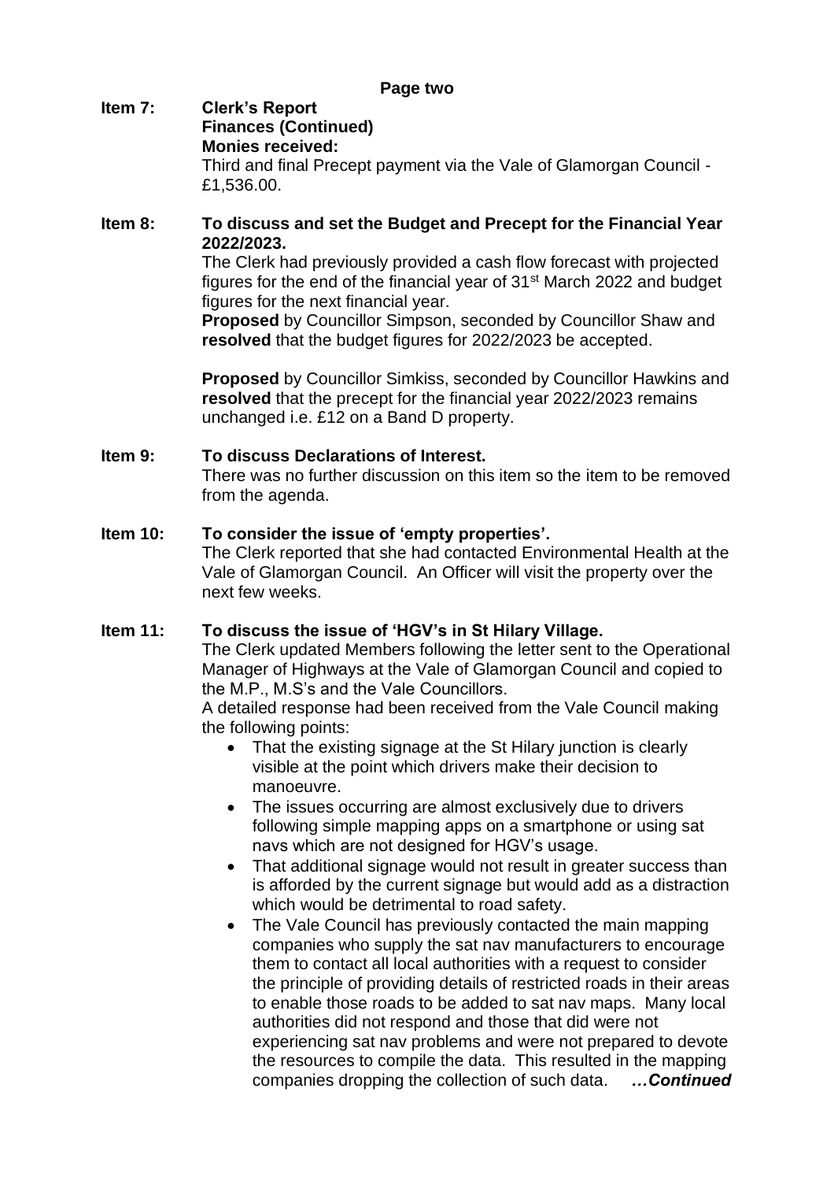**Page two**

**Item 7: Clerk's Report**
**Finances (Continued)**
**Monies received:**
Third and final Precept payment via the Vale of Glamorgan Council - £1,536.00.

**Item 8: To discuss and set the Budget and Precept for the Financial Year 2022/2023.**

The Clerk had previously provided a cash flow forecast with projected figures for the end of the financial year of 31st March 2022 and budget figures for the next financial year.

**Proposed** by Councillor Simpson, seconded by Councillor Shaw and **resolved** that the budget figures for 2022/2023 be accepted.

**Proposed** by Councillor Simkiss, seconded by Councillor Hawkins and **resolved** that the precept for the financial year 2022/2023 remains unchanged i.e. £12 on a Band D property.

**Item 9: To discuss Declarations of Interest.**

There was no further discussion on this item so the item to be removed from the agenda.

**Item 10: To consider the issue of 'empty properties'.**

The Clerk reported that she had contacted Environmental Health at the Vale of Glamorgan Council. An Officer will visit the property over the next few weeks.

**Item 11: To discuss the issue of 'HGV's in St Hilary Village.**

The Clerk updated Members following the letter sent to the Operational Manager of Highways at the Vale of Glamorgan Council and copied to the M.P., M.S's and the Vale Councillors.

A detailed response had been received from the Vale Council making the following points:

- That the existing signage at the St Hilary junction is clearly visible at the point which drivers make their decision to manoeuvre.
- The issues occurring are almost exclusively due to drivers following simple mapping apps on a smartphone or using sat navs which are not designed for HGV's usage.
- That additional signage would not result in greater success than is afforded by the current signage but would add as a distraction which would be detrimental to road safety.
- The Vale Council has previously contacted the main mapping companies who supply the sat nav manufacturers to encourage them to contact all local authorities with a request to consider the principle of providing details of restricted roads in their areas to enable those roads to be added to sat nav maps. Many local authorities did not respond and those that did were not experiencing sat nav problems and were not prepared to devote the resources to compile the data. This resulted in the mapping companies dropping the collection of such data. ***…Continued***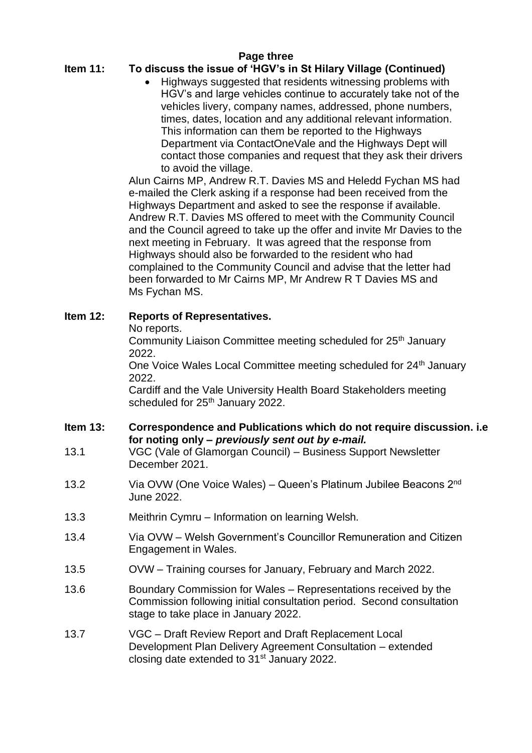**Page three**

**Item 11: To discuss the issue of 'HGV's in St Hilary Village (Continued)**

- Highways suggested that residents witnessing problems with HGV's and large vehicles continue to accurately take not of the vehicles livery, company names, addressed, phone numbers, times, dates, location and any additional relevant information. This information can them be reported to the Highways Department via ContactOneVale and the Highways Dept will contact those companies and request that they ask their drivers to avoid the village.

Alun Cairns MP, Andrew R.T. Davies MS and Heledd Fychan MS had e-mailed the Clerk asking if a response had been received from the Highways Department and asked to see the response if available. Andrew R.T. Davies MS offered to meet with the Community Council and the Council agreed to take up the offer and invite Mr Davies to the next meeting in February. It was agreed that the response from Highways should also be forwarded to the resident who had complained to the Community Council and advise that the letter had been forwarded to Mr Cairns MP, Mr Andrew R T Davies MS and Ms Fychan MS.

**Item 12: Reports of Representatives.**

No reports.

Community Liaison Committee meeting scheduled for 25th January 2022.

One Voice Wales Local Committee meeting scheduled for 24th January 2022.

Cardiff and the Vale University Health Board Stakeholders meeting scheduled for 25th January 2022.

**Item 13: Correspondence and Publications which do not require discussion. i.e for noting only – *previously sent out by e-mail.***

13.1 VGC (Vale of Glamorgan Council) – Business Support Newsletter December 2021.

13.2 Via OVW (One Voice Wales) – Queen's Platinum Jubilee Beacons 2nd June 2022.

13.3 Meithrin Cymru – Information on learning Welsh.

13.4 Via OVW – Welsh Government's Councillor Remuneration and Citizen Engagement in Wales.

13.5 OVW – Training courses for January, February and March 2022.

13.6 Boundary Commission for Wales – Representations received by the Commission following initial consultation period. Second consultation stage to take place in January 2022.

13.7 VGC – Draft Review Report and Draft Replacement Local Development Plan Delivery Agreement Consultation – extended closing date extended to 31st January 2022.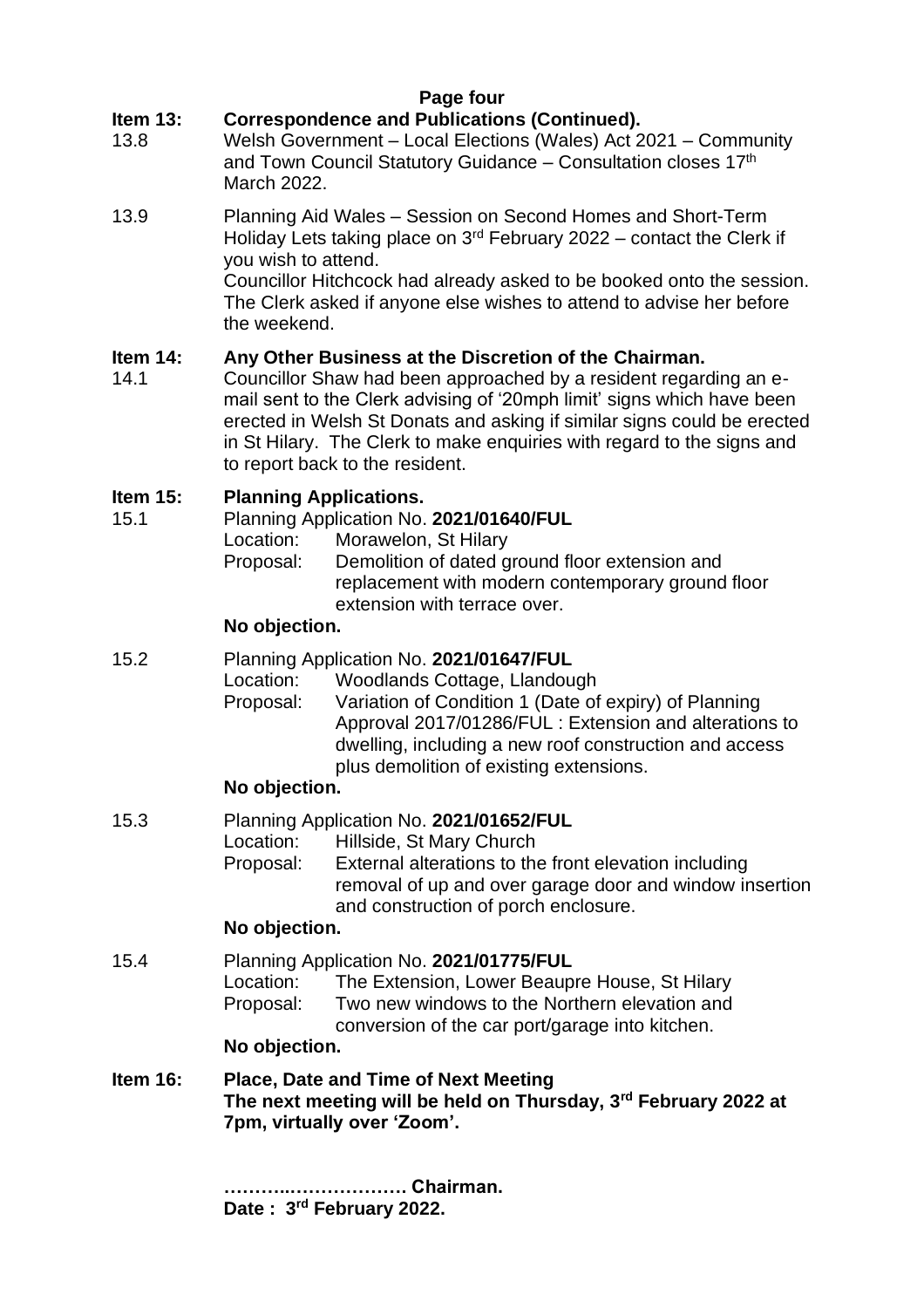**Page four**

**Item 13: Correspondence and Publications (Continued).**

13.8 Welsh Government – Local Elections (Wales) Act 2021 – Community and Town Council Statutory Guidance – Consultation closes 17th March 2022.

13.9 Planning Aid Wales – Session on Second Homes and Short-Term Holiday Lets taking place on 3rd February 2022 – contact the Clerk if you wish to attend.
Councillor Hitchcock had already asked to be booked onto the session. The Clerk asked if anyone else wishes to attend to advise her before the weekend.

**Item 14: Any Other Business at the Discretion of the Chairman.**

14.1 Councillor Shaw had been approached by a resident regarding an e-mail sent to the Clerk advising of '20mph limit' signs which have been erected in Welsh St Donats and asking if similar signs could be erected in St Hilary. The Clerk to make enquiries with regard to the signs and to report back to the resident.

**Item 15: Planning Applications.**

15.1 Planning Application No. **2021/01640/FUL**
Location: Morawelon, St Hilary
Proposal: Demolition of dated ground floor extension and replacement with modern contemporary ground floor extension with terrace over.
**No objection.**

15.2 Planning Application No. **2021/01647/FUL**
Location: Woodlands Cottage, Llandough
Proposal: Variation of Condition 1 (Date of expiry) of Planning Approval 2017/01286/FUL : Extension and alterations to dwelling, including a new roof construction and access plus demolition of existing extensions.
**No objection.**

15.3 Planning Application No. **2021/01652/FUL**
Location: Hillside, St Mary Church
Proposal: External alterations to the front elevation including removal of up and over garage door and window insertion and construction of porch enclosure.
**No objection.**

15.4 Planning Application No. **2021/01775/FUL**
Location: The Extension, Lower Beaupre House, St Hilary
Proposal: Two new windows to the Northern elevation and conversion of the car port/garage into kitchen.
**No objection.**

**Item 16: Place, Date and Time of Next Meeting**
**The next meeting will be held on Thursday, 3rd February 2022 at 7pm, virtually over 'Zoom'.**

**………..……………… Chairman.**
**Date : 3rd February 2022.**